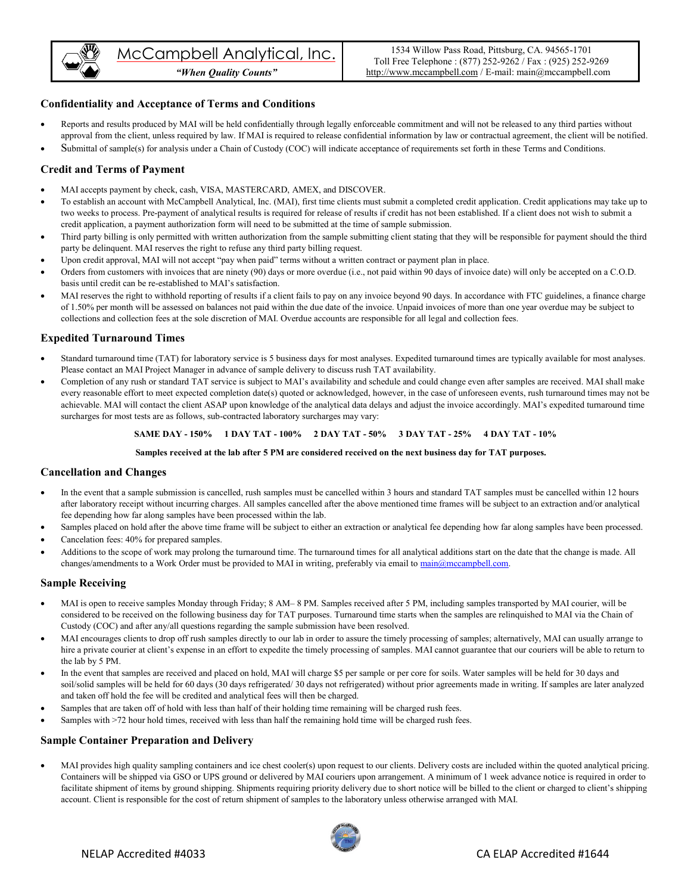McCampbell Analytical, Inc.

*"When Quality Counts"*

1534 Willow Pass Road, Pittsburg, CA. 94565-1701
Toll Free Telephone : (877) 252-9262 / Fax : (925) 252-9269
http://www.mccampbell.com / E-mail: main@mccampbell.com

### Confidentiality and Acceptance of Terms and Conditions

- Reports and results produced by MAI will be held confidentially through legally enforceable commitment and will not be released to any third parties without approval from the client, unless required by law. If MAI is required to release confidential information by law or contractual agreement, the client will be notified.
- Submittal of sample(s) for analysis under a Chain of Custody (COC) will indicate acceptance of requirements set forth in these Terms and Conditions.

### Credit and Terms of Payment

- MAI accepts payment by check, cash, VISA, MASTERCARD, AMEX, and DISCOVER.
- To establish an account with McCampbell Analytical, Inc. (MAI), first time clients must submit a completed credit application. Credit applications may take up to two weeks to process. Pre-payment of analytical results is required for release of results if credit has not been established. If a client does not wish to submit a credit application, a payment authorization form will need to be submitted at the time of sample submission.
- Third party billing is only permitted with written authorization from the sample submitting client stating that they will be responsible for payment should the third party be delinquent. MAI reserves the right to refuse any third party billing request.
- Upon credit approval, MAI will not accept "pay when paid" terms without a written contract or payment plan in place.
- Orders from customers with invoices that are ninety (90) days or more overdue (i.e., not paid within 90 days of invoice date) will only be accepted on a C.O.D. basis until credit can be re-established to MAI's satisfaction.
- MAI reserves the right to withhold reporting of results if a client fails to pay on any invoice beyond 90 days. In accordance with FTC guidelines, a finance charge of 1.50% per month will be assessed on balances not paid within the due date of the invoice. Unpaid invoices of more than one year overdue may be subject to collections and collection fees at the sole discretion of MAI. Overdue accounts are responsible for all legal and collection fees.

### Expedited Turnaround Times

- Standard turnaround time (TAT) for laboratory service is 5 business days for most analyses. Expedited turnaround times are typically available for most analyses. Please contact an MAI Project Manager in advance of sample delivery to discuss rush TAT availability.
- Completion of any rush or standard TAT service is subject to MAI's availability and schedule and could change even after samples are received. MAI shall make every reasonable effort to meet expected completion date(s) quoted or acknowledged, however, in the case of unforeseen events, rush turnaround times may not be achievable. MAI will contact the client ASAP upon knowledge of the analytical data delays and adjust the invoice accordingly. MAI's expedited turnaround time surcharges for most tests are as follows, sub-contracted laboratory surcharges may vary:

**SAME DAY - 150% 1 DAY TAT - 100% 2 DAY TAT - 50% 3 DAY TAT - 25% 4 DAY TAT - 10%**

**Samples received at the lab after 5 PM are considered received on the next business day for TAT purposes.**

### Cancellation and Changes

- In the event that a sample submission is cancelled, rush samples must be cancelled within 3 hours and standard TAT samples must be cancelled within 12 hours after laboratory receipt without incurring charges. All samples cancelled after the above mentioned time frames will be subject to an extraction and/or analytical fee depending how far along samples have been processed within the lab.
- Samples placed on hold after the above time frame will be subject to either an extraction or analytical fee depending how far along samples have been processed.
- Cancelation fees: 40% for prepared samples.
- Additions to the scope of work may prolong the turnaround time. The turnaround times for all analytical additions start on the date that the change is made. All changes/amendments to a Work Order must be provided to MAI in writing, preferably via email to main@mccampbell.com.

### Sample Receiving

- MAI is open to receive samples Monday through Friday; 8 AM– 8 PM. Samples received after 5 PM, including samples transported by MAI courier, will be considered to be received on the following business day for TAT purposes. Turnaround time starts when the samples are relinquished to MAI via the Chain of Custody (COC) and after any/all questions regarding the sample submission have been resolved.
- MAI encourages clients to drop off rush samples directly to our lab in order to assure the timely processing of samples; alternatively, MAI can usually arrange to hire a private courier at client's expense in an effort to expedite the timely processing of samples. MAI cannot guarantee that our couriers will be able to return to the lab by 5 PM.
- In the event that samples are received and placed on hold, MAI will charge $5 per sample or per core for soils. Water samples will be held for 30 days and soil/solid samples will be held for 60 days (30 days refrigerated/ 30 days not refrigerated) without prior agreements made in writing. If samples are later analyzed and taken off hold the fee will be credited and analytical fees will then be charged.
- Samples that are taken off of hold with less than half of their holding time remaining will be charged rush fees.
- Samples with >72 hour hold times, received with less than half the remaining hold time will be charged rush fees.

### Sample Container Preparation and Delivery

- MAI provides high quality sampling containers and ice chest cooler(s) upon request to our clients. Delivery costs are included within the quoted analytical pricing. Containers will be shipped via GSO or UPS ground or delivered by MAI couriers upon arrangement. A minimum of 1 week advance notice is required in order to facilitate shipment of items by ground shipping. Shipments requiring priority delivery due to short notice will be billed to the client or charged to client's shipping account. Client is responsible for the cost of return shipment of samples to the laboratory unless otherwise arranged with MAI.

NELAP Accredited #4033 CA ELAP Accredited #1644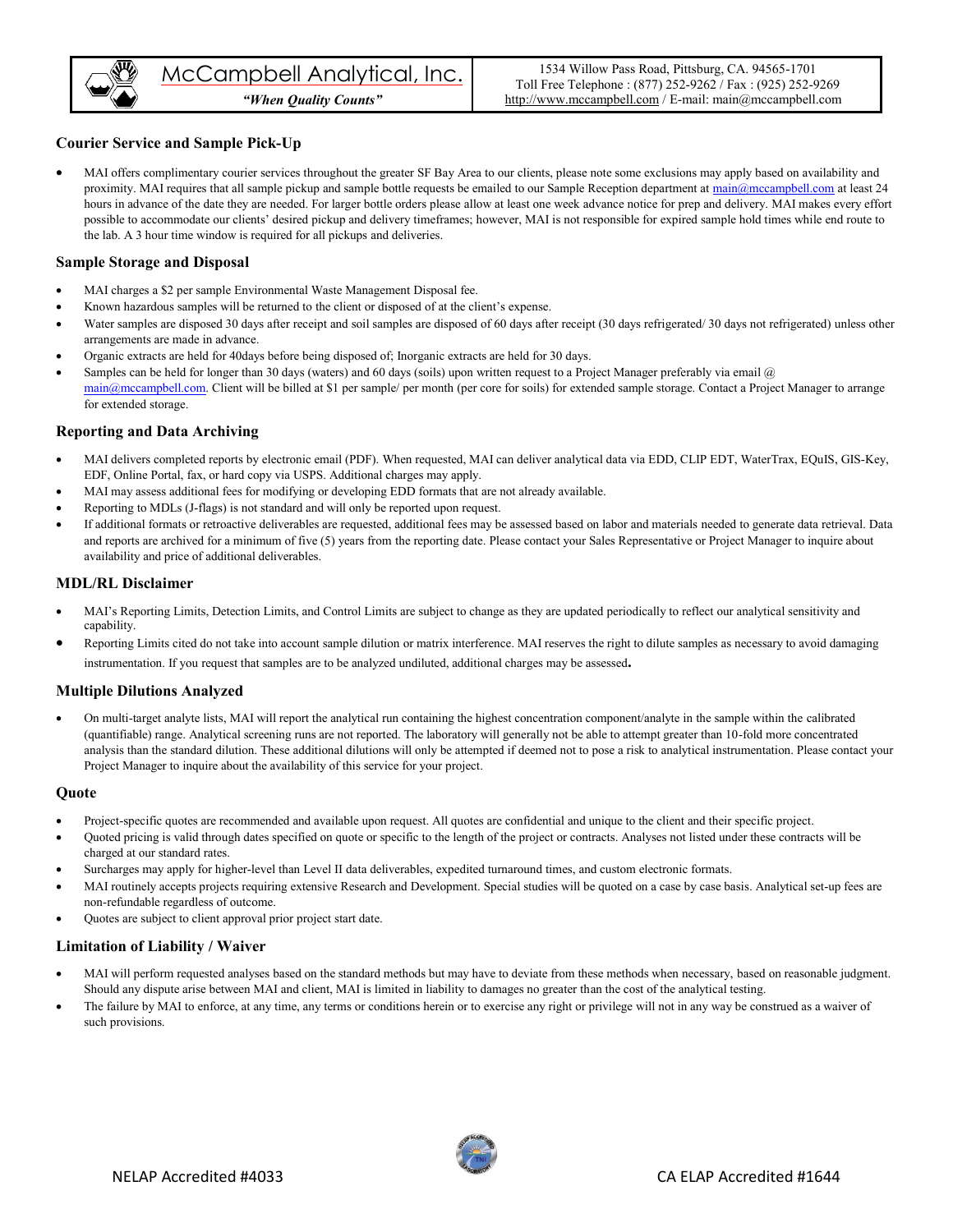McCampbell Analytical, Inc.

*"When Quality Counts"*

1534 Willow Pass Road, Pittsburg, CA. 94565-1701
Toll Free Telephone : (877) 252-9262 / Fax : (925) 252-9269
http://www.mccampbell.com / E-mail: main@mccampbell.com

### Courier Service and Sample Pick-Up

- MAI offers complimentary courier services throughout the greater SF Bay Area to our clients, please note some exclusions may apply based on availability and proximity. MAI requires that all sample pickup and sample bottle requests be emailed to our Sample Reception department at main@mccampbell.com at least 24 hours in advance of the date they are needed. For larger bottle orders please allow at least one week advance notice for prep and delivery. MAI makes every effort possible to accommodate our clients' desired pickup and delivery timeframes; however, MAI is not responsible for expired sample hold times while end route to the lab. A 3 hour time window is required for all pickups and deliveries.

### Sample Storage and Disposal

- MAI charges a $2 per sample Environmental Waste Management Disposal fee.
- Known hazardous samples will be returned to the client or disposed of at the client's expense.
- Water samples are disposed 30 days after receipt and soil samples are disposed of 60 days after receipt (30 days refrigerated/ 30 days not refrigerated) unless other arrangements are made in advance.
- Organic extracts are held for 40days before being disposed of; Inorganic extracts are held for 30 days.
- Samples can be held for longer than 30 days (waters) and 60 days (soils) upon written request to a Project Manager preferably via email @ main@mccampbell.com. Client will be billed at $1 per sample/ per month (per core for soils) for extended sample storage. Contact a Project Manager to arrange for extended storage.

### Reporting and Data Archiving

- MAI delivers completed reports by electronic email (PDF). When requested, MAI can deliver analytical data via EDD, CLIP EDT, WaterTrax, EQuIS, GIS-Key, EDF, Online Portal, fax, or hard copy via USPS. Additional charges may apply.
- MAI may assess additional fees for modifying or developing EDD formats that are not already available.
- Reporting to MDLs (J-flags) is not standard and will only be reported upon request.
- If additional formats or retroactive deliverables are requested, additional fees may be assessed based on labor and materials needed to generate data retrieval. Data and reports are archived for a minimum of five (5) years from the reporting date. Please contact your Sales Representative or Project Manager to inquire about availability and price of additional deliverables.

### MDL/RL Disclaimer

- MAI's Reporting Limits, Detection Limits, and Control Limits are subject to change as they are updated periodically to reflect our analytical sensitivity and capability.
- Reporting Limits cited do not take into account sample dilution or matrix interference. MAI reserves the right to dilute samples as necessary to avoid damaging instrumentation. If you request that samples are to be analyzed undiluted, additional charges may be assessed.

### Multiple Dilutions Analyzed

- On multi-target analyte lists, MAI will report the analytical run containing the highest concentration component/analyte in the sample within the calibrated (quantifiable) range. Analytical screening runs are not reported. The laboratory will generally not be able to attempt greater than 10-fold more concentrated analysis than the standard dilution. These additional dilutions will only be attempted if deemed not to pose a risk to analytical instrumentation. Please contact your Project Manager to inquire about the availability of this service for your project.

### Quote

- Project-specific quotes are recommended and available upon request. All quotes are confidential and unique to the client and their specific project.
- Quoted pricing is valid through dates specified on quote or specific to the length of the project or contracts. Analyses not listed under these contracts will be charged at our standard rates.
- Surcharges may apply for higher-level than Level II data deliverables, expedited turnaround times, and custom electronic formats.
- MAI routinely accepts projects requiring extensive Research and Development. Special studies will be quoted on a case by case basis. Analytical set-up fees are non-refundable regardless of outcome.
- Quotes are subject to client approval prior project start date.

### Limitation of Liability / Waiver

- MAI will perform requested analyses based on the standard methods but may have to deviate from these methods when necessary, based on reasonable judgment. Should any dispute arise between MAI and client, MAI is limited in liability to damages no greater than the cost of the analytical testing.
- The failure by MAI to enforce, at any time, any terms or conditions herein or to exercise any right or privilege will not in any way be construed as a waiver of such provisions.

NELAP Accredited #4033

CA ELAP Accredited #1644